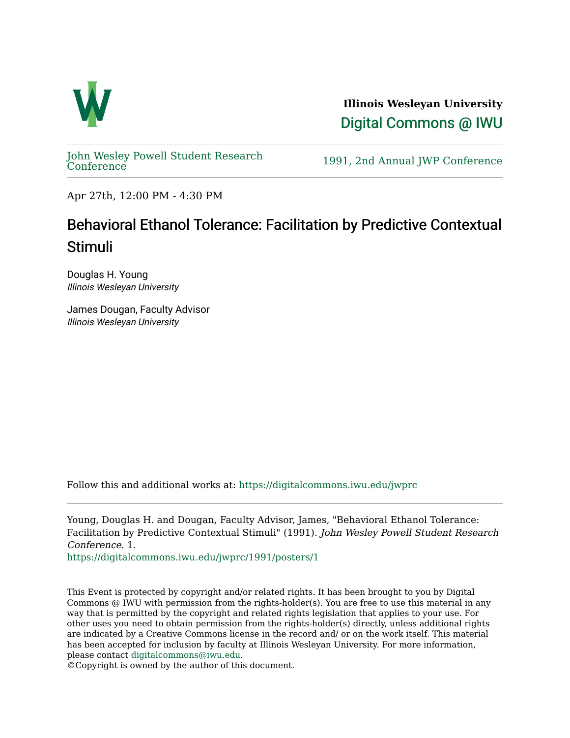Illinois Wesleyan University

Digital Commons @ IWU

John Wesley Powell Student Research Conference

1991, 2nd Annual JWP Conference

Apr 27th, 12:00 PM - 4:30 PM

# Behavioral Ethanol Tolerance: Facilitation by Predictive Contextual Stimuli

Douglas H. Young
*Illinois Wesleyan University*

James Dougan, Faculty Advisor
*Illinois Wesleyan University*

Follow this and additional works at: https://digitalcommons.iwu.edu/jwprc

Young, Douglas H. and Dougan, Faculty Advisor, James, "Behavioral Ethanol Tolerance: Facilitation by Predictive Contextual Stimuli" (1991). *John Wesley Powell Student Research Conference*. 1.
https://digitalcommons.iwu.edu/jwprc/1991/posters/1

This Event is protected by copyright and/or related rights. It has been brought to you by Digital Commons @ IWU with permission from the rights-holder(s). You are free to use this material in any way that is permitted by the copyright and related rights legislation that applies to your use. For other uses you need to obtain permission from the rights-holder(s) directly, unless additional rights are indicated by a Creative Commons license in the record and/ or on the work itself. This material has been accepted for inclusion by faculty at Illinois Wesleyan University. For more information, please contact digitalcommons@iwu.edu.
©Copyright is owned by the author of this document.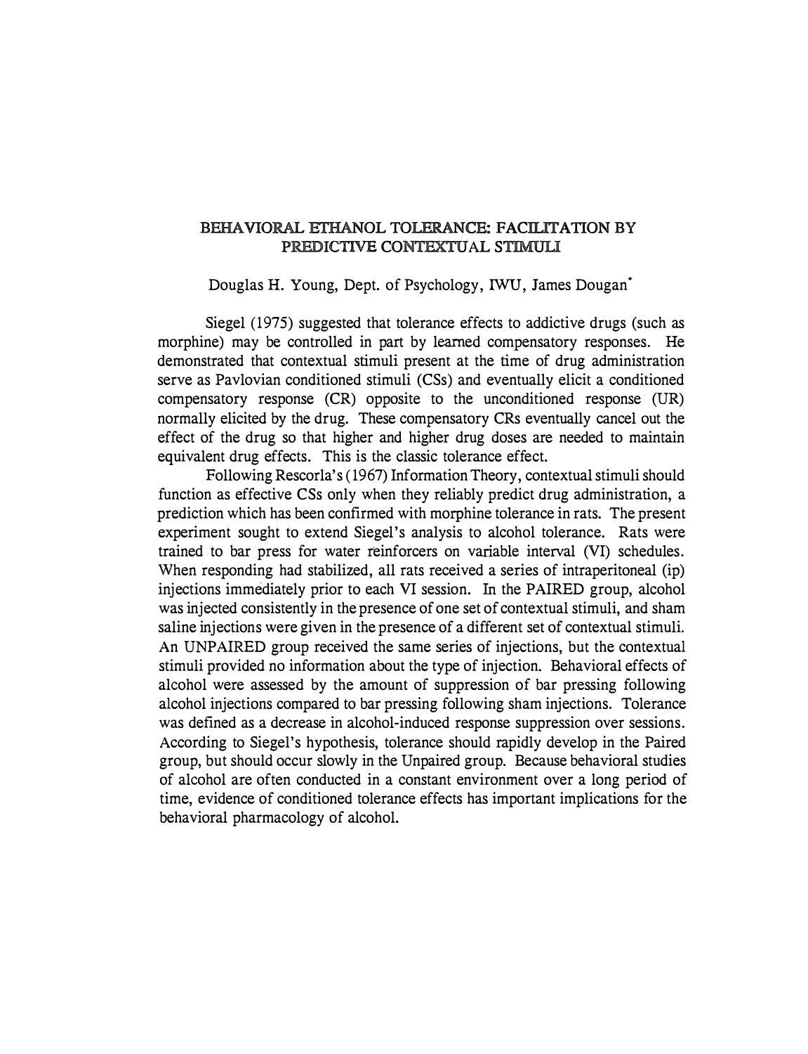## BEHAVIORAL ETHANOL TOLERANCE: FACILITATION BY PREDICTIVE CONTEXTUAL STIMULI

Douglas H. Young, Dept. of Psychology, IWU, James Dougan*

Siegel (1975) suggested that tolerance effects to addictive drugs (such as morphine) may be controlled in part by learned compensatory responses. He demonstrated that contextual stimuli present at the time of drug administration serve as Pavlovian conditioned stimuli (CSs) and eventually elicit a conditioned compensatory response (CR) opposite to the unconditioned response (UR) normally elicited by the drug. These compensatory CRs eventually cancel out the effect of the drug so that higher and higher drug doses are needed to maintain equivalent drug effects. This is the classic tolerance effect.

Following Rescorla's (1967) Information Theory, contextual stimuli should function as effective CSs only when they reliably predict drug administration, a prediction which has been confirmed with morphine tolerance in rats. The present experiment sought to extend Siegel's analysis to alcohol tolerance. Rats were trained to bar press for water reinforcers on variable interval (VI) schedules. When responding had stabilized, all rats received a series of intraperitoneal (ip) injections immediately prior to each VI session. In the PAIRED group, alcohol was injected consistently in the presence of one set of contextual stimuli, and sham saline injections were given in the presence of a different set of contextual stimuli. An UNPAIRED group received the same series of injections, but the contextual stimuli provided no information about the type of injection. Behavioral effects of alcohol were assessed by the amount of suppression of bar pressing following alcohol injections compared to bar pressing following sham injections. Tolerance was defined as a decrease in alcohol-induced response suppression over sessions. According to Siegel's hypothesis, tolerance should rapidly develop in the Paired group, but should occur slowly in the Unpaired group. Because behavioral studies of alcohol are often conducted in a constant environment over a long period of time, evidence of conditioned tolerance effects has important implications for the behavioral pharmacology of alcohol.